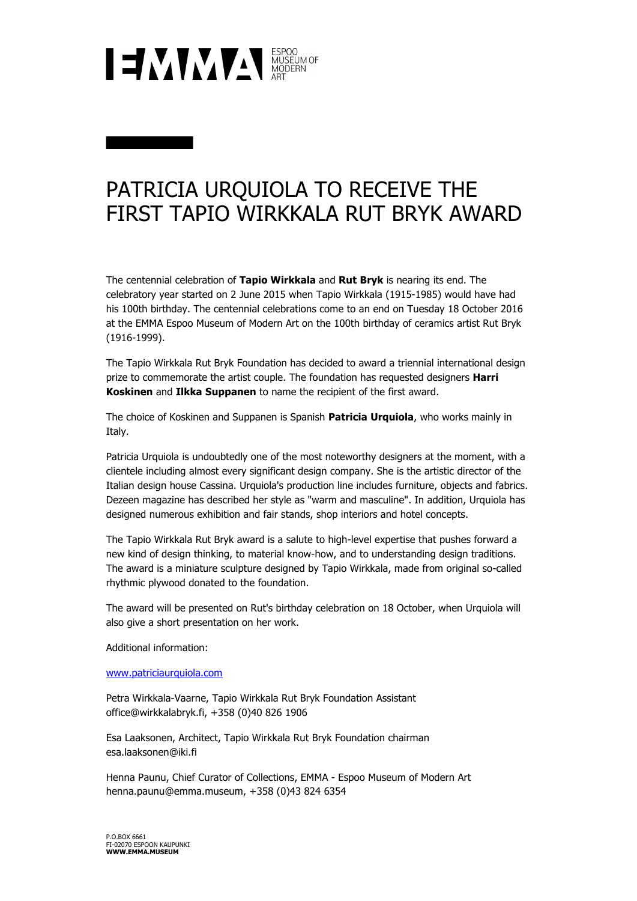# PATRICIA URQUIOLA TO RECEIVE THE FIRST TAPIO WIRKKALA RUT BRYK AWARD

The centennial celebration of **Tapio Wirkkala** and **Rut Bryk** is nearing its end. The celebratory year started on 2 June 2015 when Tapio Wirkkala (1915-1985) would have had his 100th birthday. The centennial celebrations come to an end on Tuesday 18 October 2016 at the EMMA Espoo Museum of Modern Art on the 100th birthday of ceramics artist Rut Bryk (1916-1999).

The Tapio Wirkkala Rut Bryk Foundation has decided to award a triennial international design prize to commemorate the artist couple. The foundation has requested designers **Harri Koskinen** and **Ilkka Suppanen** to name the recipient of the first award.

The choice of Koskinen and Suppanen is Spanish **Patricia Urquiola**, who works mainly in Italy.

Patricia Urquiola is undoubtedly one of the most noteworthy designers at the moment, with a clientele including almost every significant design company. She is the artistic director of the Italian design house Cassina. Urquiola's production line includes furniture, objects and fabrics. Dezeen magazine has described her style as "warm and masculine". In addition, Urquiola has designed numerous exhibition and fair stands, shop interiors and hotel concepts.

The Tapio Wirkkala Rut Bryk award is a salute to high-level expertise that pushes forward a new kind of design thinking, to material know-how, and to understanding design traditions. The award is a miniature sculpture designed by Tapio Wirkkala, made from original so-called rhythmic plywood donated to the foundation.

The award will be presented on Rut's birthday celebration on 18 October, when Urquiola will also give a short presentation on her work.

Additional information:

www.patriciaurquiola.com

Petra Wirkkala-Vaarne, Tapio Wirkkala Rut Bryk Foundation Assistant
office@wirkkalabryk.fi, +358 (0)40 826 1906

Esa Laaksonen, Architect, Tapio Wirkkala Rut Bryk Foundation chairman
esa.laaksonen@iki.fi

Henna Paunu, Chief Curator of Collections, EMMA - Espoo Museum of Modern Art
henna.paunu@emma.museum, +358 (0)43 824 6354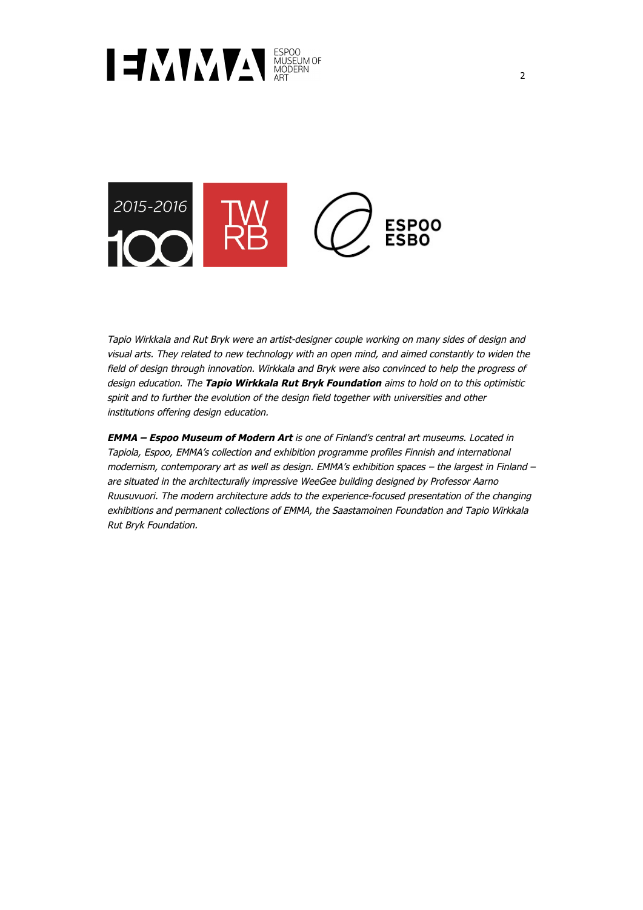*Tapio Wirkkala and Rut Bryk were an artist-designer couple working on many sides of design and visual arts. They related to new technology with an open mind, and aimed constantly to widen the field of design through innovation. Wirkkala and Bryk were also convinced to help the progress of design education. The* ***Tapio Wirkkala Rut Bryk Foundation*** *aims to hold on to this optimistic spirit and to further the evolution of the design field together with universities and other institutions offering design education.*

***EMMA – Espoo Museum of Modern Art*** *is one of Finland's central art museums. Located in Tapiola, Espoo, EMMA's collection and exhibition programme profiles Finnish and international modernism, contemporary art as well as design. EMMA's exhibition spaces – the largest in Finland – are situated in the architecturally impressive WeeGee building designed by Professor Aarno Ruusuvuori. The modern architecture adds to the experience-focused presentation of the changing exhibitions and permanent collections of EMMA, the Saastamoinen Foundation and Tapio Wirkkala Rut Bryk Foundation.*